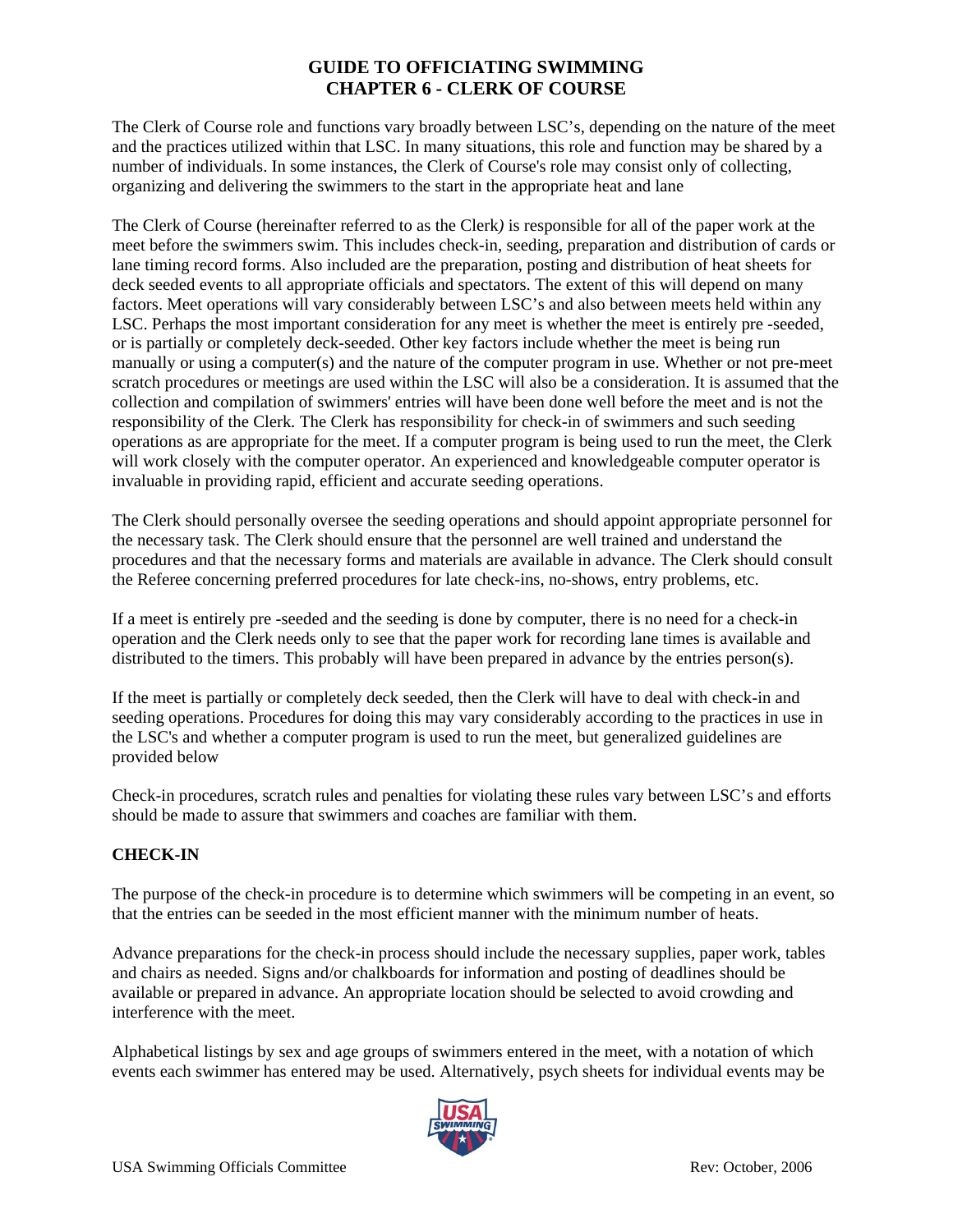# GUIDE TO OFFICIATING SWIMMING
# CHAPTER 6 - CLERK OF COURSE

The Clerk of Course role and functions vary broadly between LSC's, depending on the nature of the meet and the practices utilized within that LSC. In many situations, this role and function may be shared by a number of individuals. In some instances, the Clerk of Course's role may consist only of collecting, organizing and delivering the swimmers to the start in the appropriate heat and lane

The Clerk of Course (hereinafter referred to as the Clerk*)* is responsible for all of the paper work at the meet before the swimmers swim. This includes check-in, seeding, preparation and distribution of cards or lane timing record forms. Also included are the preparation, posting and distribution of heat sheets for deck seeded events to all appropriate officials and spectators. The extent of this will depend on many factors. Meet operations will vary considerably between LSC's and also between meets held within any LSC. Perhaps the most important consideration for any meet is whether the meet is entirely pre -seeded, or is partially or completely deck-seeded. Other key factors include whether the meet is being run manually or using a computer(s) and the nature of the computer program in use. Whether or not pre-meet scratch procedures or meetings are used within the LSC will also be a consideration. It is assumed that the collection and compilation of swimmers' entries will have been done well before the meet and is not the responsibility of the Clerk. The Clerk has responsibility for check-in of swimmers and such seeding operations as are appropriate for the meet. If a computer program is being used to run the meet, the Clerk will work closely with the computer operator. An experienced and knowledgeable computer operator is invaluable in providing rapid, efficient and accurate seeding operations.

The Clerk should personally oversee the seeding operations and should appoint appropriate personnel for the necessary task. The Clerk should ensure that the personnel are well trained and understand the procedures and that the necessary forms and materials are available in advance. The Clerk should consult the Referee concerning preferred procedures for late check-ins, no-shows, entry problems, etc.

If a meet is entirely pre -seeded and the seeding is done by computer, there is no need for a check-in operation and the Clerk needs only to see that the paper work for recording lane times is available and distributed to the timers. This probably will have been prepared in advance by the entries person(s).

If the meet is partially or completely deck seeded, then the Clerk will have to deal with check-in and seeding operations. Procedures for doing this may vary considerably according to the practices in use in the LSC's and whether a computer program is used to run the meet, but generalized guidelines are provided below

Check-in procedures, scratch rules and penalties for violating these rules vary between LSC's and efforts should be made to assure that swimmers and coaches are familiar with them.

**CHECK-IN**

The purpose of the check-in procedure is to determine which swimmers will be competing in an event, so that the entries can be seeded in the most efficient manner with the minimum number of heats.

Advance preparations for the check-in process should include the necessary supplies, paper work, tables and chairs as needed. Signs and/or chalkboards for information and posting of deadlines should be available or prepared in advance. An appropriate location should be selected to avoid crowding and interference with the meet.

Alphabetical listings by sex and age groups of swimmers entered in the meet, with a notation of which events each swimmer has entered may be used. Alternatively, psych sheets for individual events may be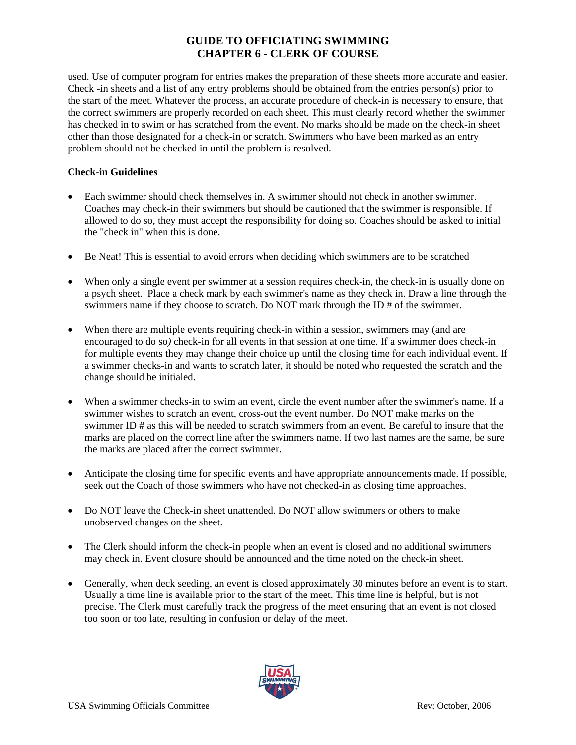used. Use of computer program for entries makes the preparation of these sheets more accurate and easier. Check -in sheets and a list of any entry problems should be obtained from the entries person(s) prior to the start of the meet. Whatever the process, an accurate procedure of check-in is necessary to ensure, that the correct swimmers are properly recorded on each sheet. This must clearly record whether the swimmer has checked in to swim or has scratched from the event. No marks should be made on the check-in sheet other than those designated for a check-in or scratch. Swimmers who have been marked as an entry problem should not be checked in until the problem is resolved.

**Check-in Guidelines**

- Each swimmer should check themselves in. A swimmer should not check in another swimmer. Coaches may check-in their swimmers but should be cautioned that the swimmer is responsible. If allowed to do so, they must accept the responsibility for doing so. Coaches should be asked to initial the "check in" when this is done.

- Be Neat! This is essential to avoid errors when deciding which swimmers are to be scratched

- When only a single event per swimmer at a session requires check-in, the check-in is usually done on a psych sheet. Place a check mark by each swimmer's name as they check in. Draw a line through the swimmers name if they choose to scratch. Do NOT mark through the ID # of the swimmer.

- When there are multiple events requiring check-in within a session, swimmers may (and are encouraged to do so*)* check-in for all events in that session at one time. If a swimmer does check-in for multiple events they may change their choice up until the closing time for each individual event. If a swimmer checks-in and wants to scratch later, it should be noted who requested the scratch and the change should be initialed.

- When a swimmer checks-in to swim an event, circle the event number after the swimmer's name. If a swimmer wishes to scratch an event, cross-out the event number. Do NOT make marks on the swimmer ID # as this will be needed to scratch swimmers from an event. Be careful to insure that the marks are placed on the correct line after the swimmers name. If two last names are the same, be sure the marks are placed after the correct swimmer.

- Anticipate the closing time for specific events and have appropriate announcements made. If possible, seek out the Coach of those swimmers who have not checked-in as closing time approaches.

- Do NOT leave the Check-in sheet unattended. Do NOT allow swimmers or others to make unobserved changes on the sheet.

- The Clerk should inform the check-in people when an event is closed and no additional swimmers may check in. Event closure should be announced and the time noted on the check-in sheet.

- Generally, when deck seeding, an event is closed approximately 30 minutes before an event is to start. Usually a time line is available prior to the start of the meet. This time line is helpful, but is not precise. The Clerk must carefully track the progress of the meet ensuring that an event is not closed too soon or too late, resulting in confusion or delay of the meet.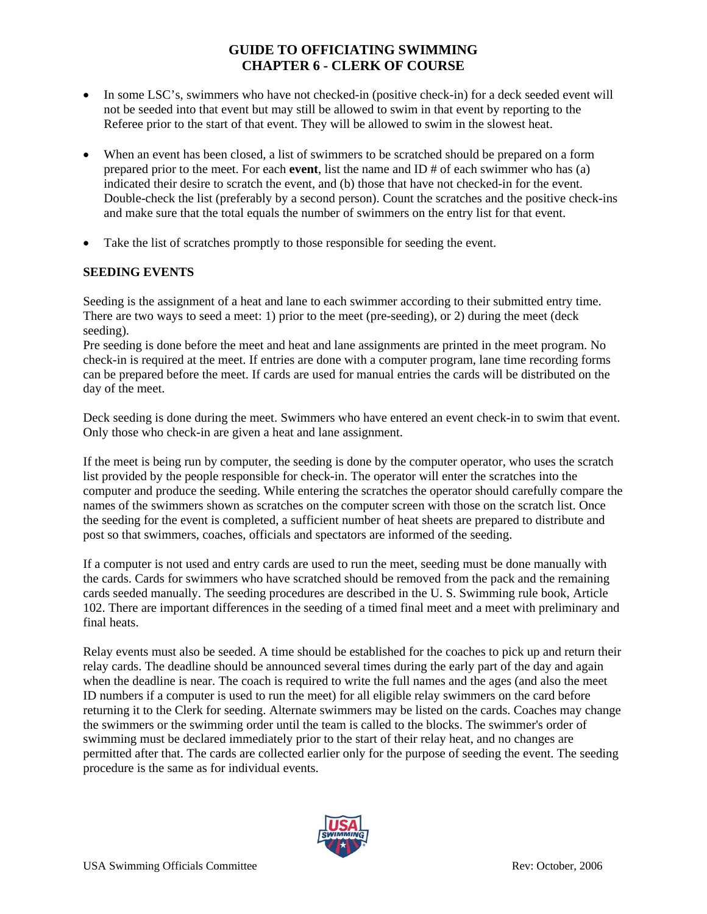- In some LSC's, swimmers who have not checked-in (positive check-in) for a deck seeded event will not be seeded into that event but may still be allowed to swim in that event by reporting to the Referee prior to the start of that event. They will be allowed to swim in the slowest heat.

- When an event has been closed, a list of swimmers to be scratched should be prepared on a form prepared prior to the meet. For each **event**, list the name and ID # of each swimmer who has (a) indicated their desire to scratch the event, and (b) those that have not checked-in for the event. Double-check the list (preferably by a second person). Count the scratches and the positive check-ins and make sure that the total equals the number of swimmers on the entry list for that event.

- Take the list of scratches promptly to those responsible for seeding the event.

## SEEDING EVENTS

Seeding is the assignment of a heat and lane to each swimmer according to their submitted entry time. There are two ways to seed a meet: 1) prior to the meet (pre-seeding), or 2) during the meet (deck seeding).
Pre seeding is done before the meet and heat and lane assignments are printed in the meet program. No check-in is required at the meet. If entries are done with a computer program, lane time recording forms can be prepared before the meet. If cards are used for manual entries the cards will be distributed on the day of the meet.

Deck seeding is done during the meet. Swimmers who have entered an event check-in to swim that event. Only those who check-in are given a heat and lane assignment.

If the meet is being run by computer, the seeding is done by the computer operator, who uses the scratch list provided by the people responsible for check-in. The operator will enter the scratches into the computer and produce the seeding. While entering the scratches the operator should carefully compare the names of the swimmers shown as scratches on the computer screen with those on the scratch list. Once the seeding for the event is completed, a sufficient number of heat sheets are prepared to distribute and post so that swimmers, coaches, officials and spectators are informed of the seeding.

If a computer is not used and entry cards are used to run the meet, seeding must be done manually with the cards. Cards for swimmers who have scratched should be removed from the pack and the remaining cards seeded manually. The seeding procedures are described in the U. S. Swimming rule book, Article 102. There are important differences in the seeding of a timed final meet and a meet with preliminary and final heats.

Relay events must also be seeded. A time should be established for the coaches to pick up and return their relay cards. The deadline should be announced several times during the early part of the day and again when the deadline is near. The coach is required to write the full names and the ages (and also the meet ID numbers if a computer is used to run the meet) for all eligible relay swimmers on the card before returning it to the Clerk for seeding. Alternate swimmers may be listed on the cards. Coaches may change the swimmers or the swimming order until the team is called to the blocks. The swimmer's order of swimming must be declared immediately prior to the start of their relay heat, and no changes are permitted after that. The cards are collected earlier only for the purpose of seeding the event. The seeding procedure is the same as for individual events.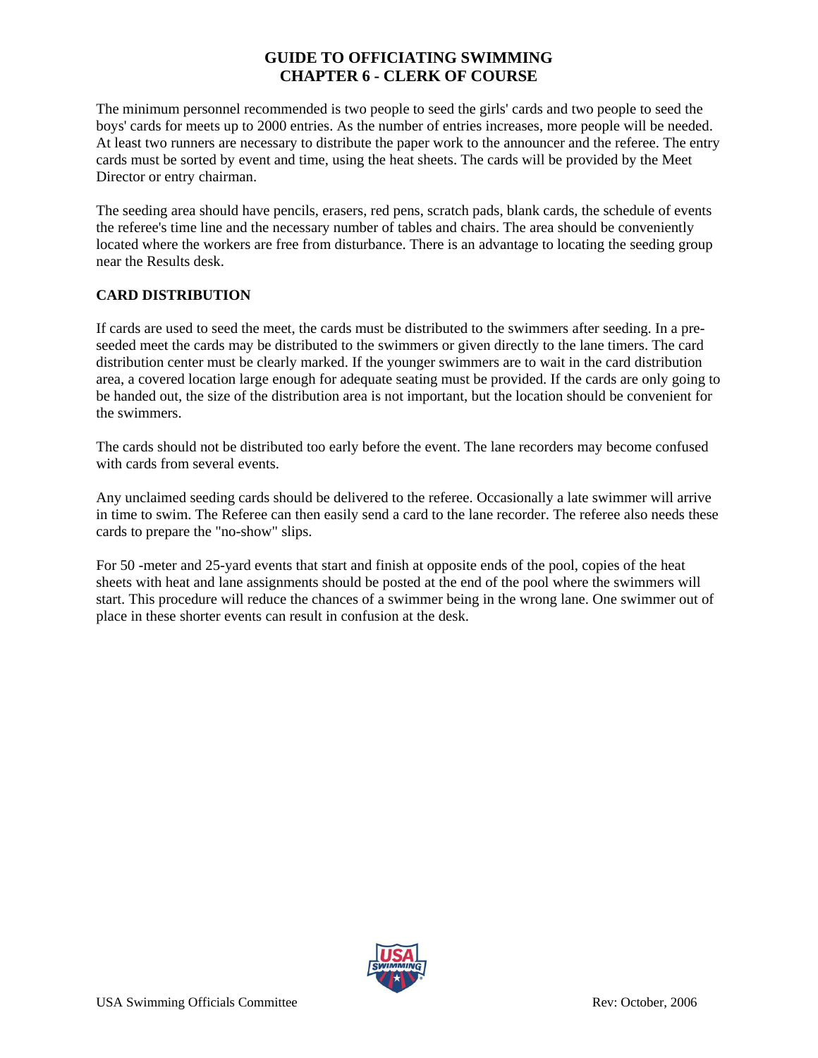# GUIDE TO OFFICIATING SWIMMING
# CHAPTER 6 - CLERK OF COURSE

The minimum personnel recommended is two people to seed the girls' cards and two people to seed the boys' cards for meets up to 2000 entries. As the number of entries increases, more people will be needed. At least two runners are necessary to distribute the paper work to the announcer and the referee. The entry cards must be sorted by event and time, using the heat sheets. The cards will be provided by the Meet Director or entry chairman.

The seeding area should have pencils, erasers, red pens, scratch pads, blank cards, the schedule of events the referee's time line and the necessary number of tables and chairs. The area should be conveniently located where the workers are free from disturbance. There is an advantage to locating the seeding group near the Results desk.

## CARD DISTRIBUTION

If cards are used to seed the meet, the cards must be distributed to the swimmers after seeding. In a pre-seeded meet the cards may be distributed to the swimmers or given directly to the lane timers. The card distribution center must be clearly marked. If the younger swimmers are to wait in the card distribution area, a covered location large enough for adequate seating must be provided. If the cards are only going to be handed out, the size of the distribution area is not important, but the location should be convenient for the swimmers.

The cards should not be distributed too early before the event. The lane recorders may become confused with cards from several events.

Any unclaimed seeding cards should be delivered to the referee. Occasionally a late swimmer will arrive in time to swim. The Referee can then easily send a card to the lane recorder. The referee also needs these cards to prepare the "no-show" slips.

For 50 -meter and 25-yard events that start and finish at opposite ends of the pool, copies of the heat sheets with heat and lane assignments should be posted at the end of the pool where the swimmers will start. This procedure will reduce the chances of a swimmer being in the wrong lane. One swimmer out of place in these shorter events can result in confusion at the desk.